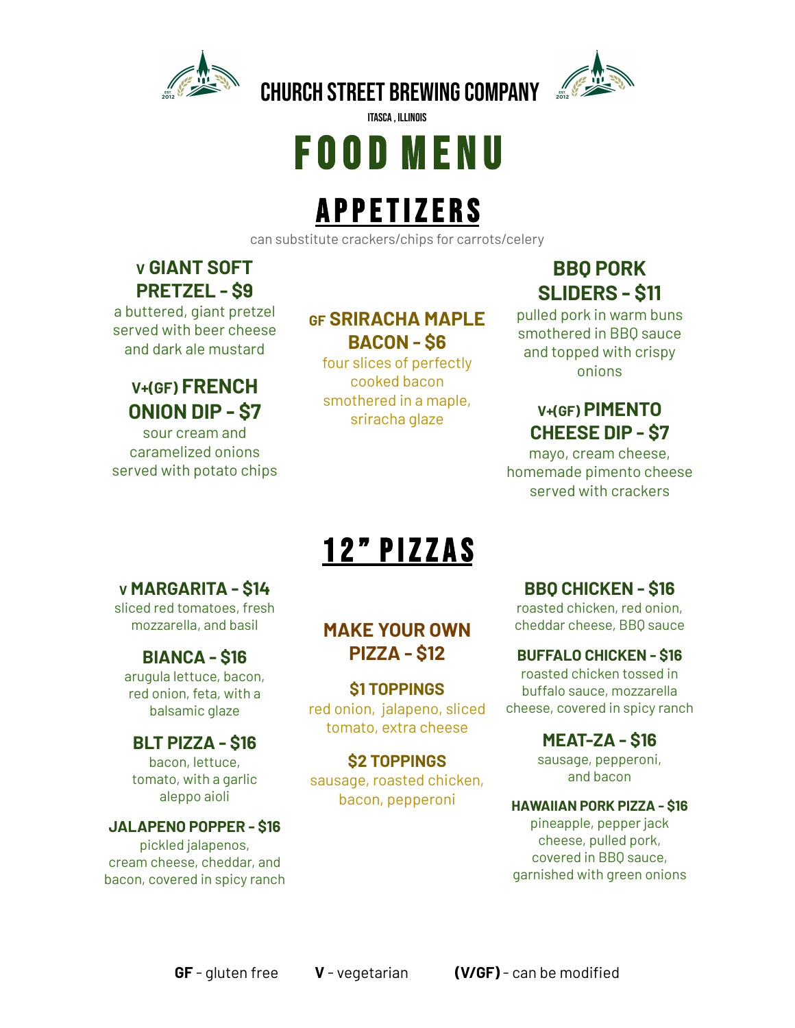# CHURCH STREET BREWING COMPANY

ITASCA , ILLINOIS

# FOOD MENU

## APPETIZERS

can substitute crackers/chips for carrots/celery

### V GIANT SOFT PRETZEL - $9

a buttered, giant pretzel served with beer cheese and dark ale mustard

### V+(GF) FRENCH ONION DIP - $7

sour cream and caramelized onions served with potato chips

### GF SRIRACHA MAPLE BACON - $6

four slices of perfectly cooked bacon smothered in a maple, sriracha glaze

### BBQ PORK SLIDERS - $11

pulled pork in warm buns smothered in BBQ sauce and topped with crispy onions

### V+(GF) PIMENTO CHEESE DIP - $7

mayo, cream cheese, homemade pimento cheese served with crackers

## 12" PIZZAS

### V MARGARITA - $14

sliced red tomatoes, fresh mozzarella, and basil

### BIANCA - $16

arugula lettuce, bacon, red onion, feta, with a balsamic glaze

### BLT PIZZA - $16

bacon, lettuce, tomato, with a garlic aleppo aioli

### JALAPENO POPPER - $16

pickled jalapenos, cream cheese, cheddar, and bacon, covered in spicy ranch

### MAKE YOUR OWN PIZZA - $12

**$1 TOPPINGS**

red onion, jalapeno, sliced tomato, extra cheese

**$2 TOPPINGS**

sausage, roasted chicken, bacon, pepperoni

### BBQ CHICKEN - $16

roasted chicken, red onion, cheddar cheese, BBQ sauce

### BUFFALO CHICKEN - $16

roasted chicken tossed in buffalo sauce, mozzarella cheese, covered in spicy ranch

### MEAT-ZA - $16

sausage, pepperoni, and bacon

### HAWAIIAN PORK PIZZA - $16

pineapple, pepper jack cheese, pulled pork, covered in BBQ sauce, garnished with green onions

**GF** - gluten free **V** - vegetarian **(V/GF)** - can be modified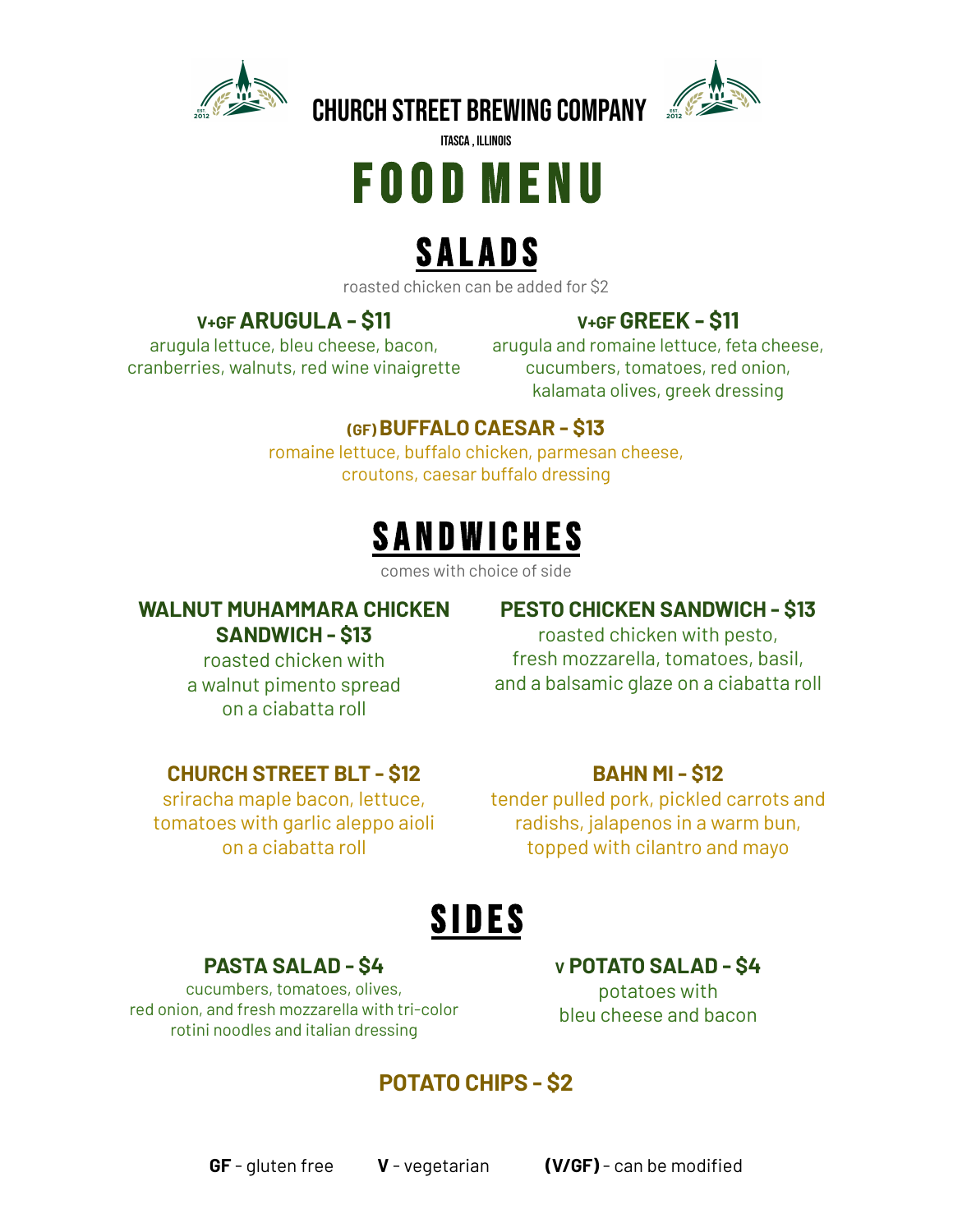# CHURCH STREET BREWING COMPANY

ITASCA , ILLINOIS

# FOOD MENU

## SALADS

roasted chicken can be added for $2

### V+GF ARUGULA - $11

arugula lettuce, bleu cheese, bacon, cranberries, walnuts, red wine vinaigrette

### V+GF GREEK - $11

arugula and romaine lettuce, feta cheese, cucumbers, tomatoes, red onion, kalamata olives, greek dressing

### (GF) BUFFALO CAESAR - $13

romaine lettuce, buffalo chicken, parmesan cheese, croutons, caesar buffalo dressing

## SANDWICHES

comes with choice of side

### WALNUT MUHAMMARA CHICKEN SANDWICH - $13

roasted chicken with a walnut pimento spread on a ciabatta roll

### PESTO CHICKEN SANDWICH - $13

roasted chicken with pesto, fresh mozzarella, tomatoes, basil, and a balsamic glaze on a ciabatta roll

### CHURCH STREET BLT - $12

sriracha maple bacon, lettuce, tomatoes with garlic aleppo aioli on a ciabatta roll

### BAHN MI - $12

tender pulled pork, pickled carrots and radishs, jalapenos in a warm bun, topped with cilantro and mayo

## SIDES

### PASTA SALAD - $4

cucumbers, tomatoes, olives, red onion, and fresh mozzarella with tri-color rotini noodles and italian dressing

### V POTATO SALAD - $4

potatoes with bleu cheese and bacon

### POTATO CHIPS - $2

**GF** - gluten free **V** - vegetarian **(V/GF)** - can be modified